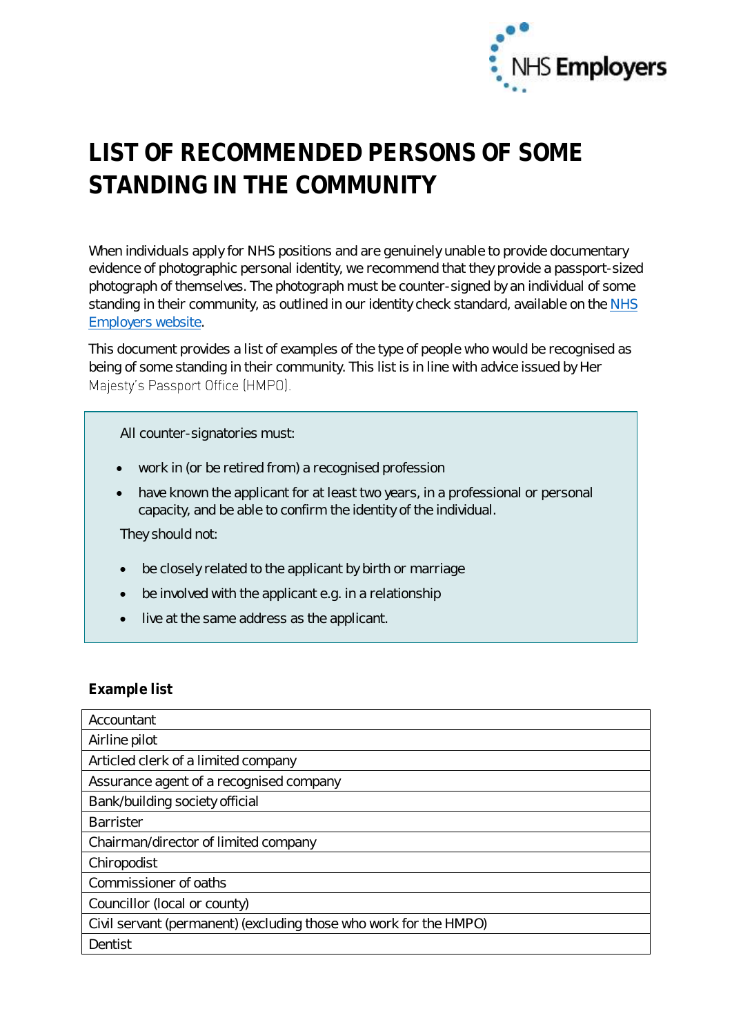# LIST OF RECOMMENDED PERSONS OF SOME STANDING IN THE COMMUNITY

When individuals apply for NHS positions and are genuinely unable to provide documentary evidence of photographic personal identity, we recommend that they provide a passport-sized photograph of themselves. The photograph must be counter-signed by an individual of some standing in their community, as outlined in our identity check standard, available on the NHS Employers website.

This document provides a list of examples of the type of people who would be recognised as being of some standing in their community. This list is in line with advice issued by Her Majesty's Passport Office (HMPO).

All counter-signatories must:

- work in (or be retired from) a recognised profession
- have known the applicant for at least two years, in a professional or personal capacity, and be able to confirm the identity of the individual.

They should not:

- be closely related to the applicant by birth or marriage
- be involved with the applicant e.g. in a relationship
- live at the same address as the applicant.

**Example list**

| |
|---|
| Accountant |
| Airline pilot |
| Articled clerk of a limited company |
| Assurance agent of a recognised company |
| Bank/building society official |
| Barrister |
| Chairman/director of limited company |
| Chiropodist |
| Commissioner of oaths |
| Councillor (local or county) |
| Civil servant (permanent) (excluding those who work for the HMPO) |
| Dentist |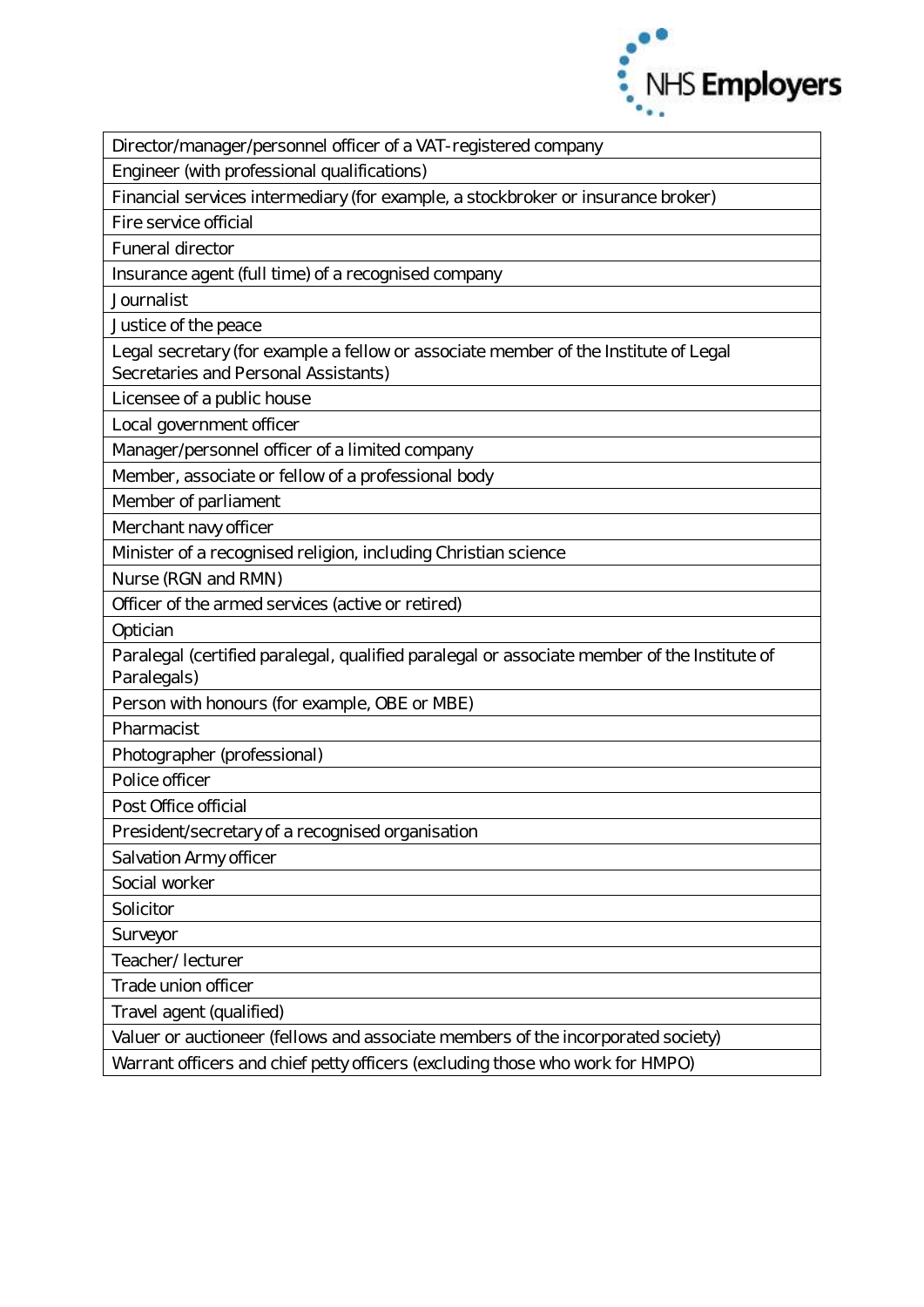| |
|---|
| Director/manager/personnel officer of a VAT-registered company |
| Engineer (with professional qualifications) |
| Financial services intermediary (for example, a stockbroker or insurance broker) |
| Fire service official |
| Funeral director |
| Insurance agent (full time) of a recognised company |
| Journalist |
| Justice of the peace |
| Legal secretary (for example a fellow or associate member of the Institute of Legal Secretaries and Personal Assistants) |
| Licensee of a public house |
| Local government officer |
| Manager/personnel officer of a limited company |
| Member, associate or fellow of a professional body |
| Member of parliament |
| Merchant navy officer |
| Minister of a recognised religion, including Christian science |
| Nurse (RGN and RMN) |
| Officer of the armed services (active or retired) |
| Optician |
| Paralegal (certified paralegal, qualified paralegal or associate member of the Institute of Paralegals) |
| Person with honours (for example, OBE or MBE) |
| Pharmacist |
| Photographer (professional) |
| Police officer |
| Post Office official |
| President/secretary of a recognised organisation |
| Salvation Army officer |
| Social worker |
| Solicitor |
| Surveyor |
| Teacher/ lecturer |
| Trade union officer |
| Travel agent (qualified) |
| Valuer or auctioneer (fellows and associate members of the incorporated society) |
| Warrant officers and chief petty officers (excluding those who work for HMPO) |